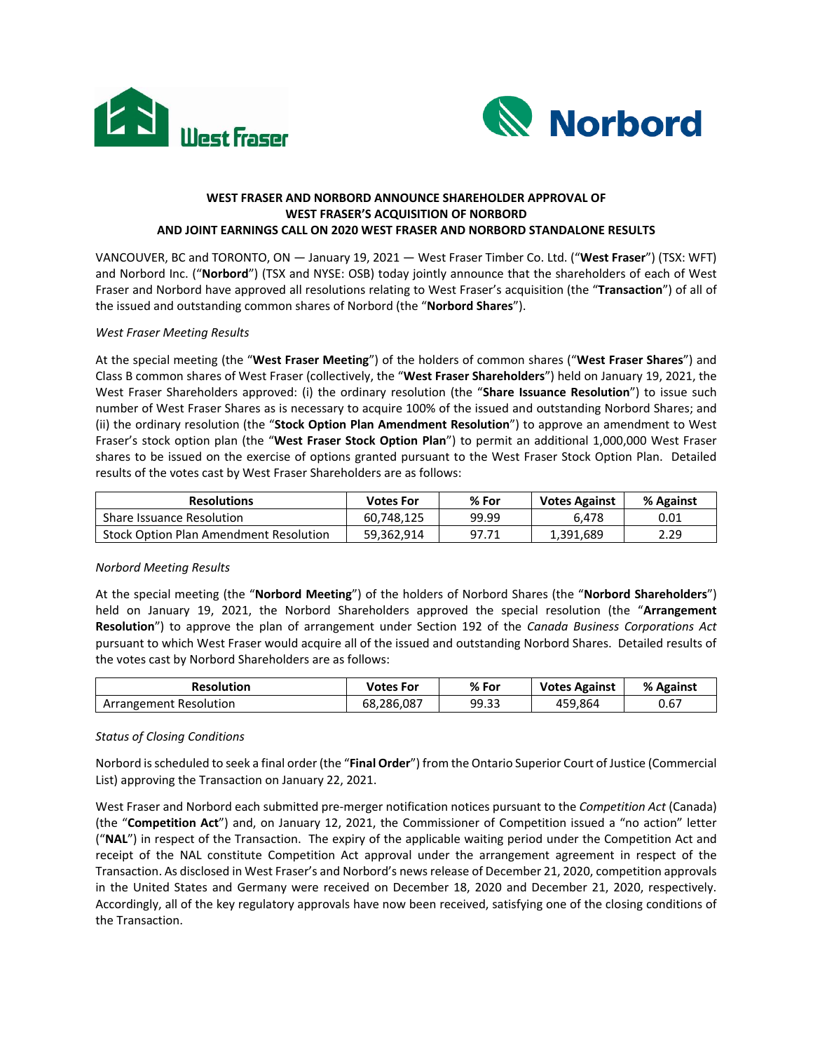**WEST FRASER AND NORBORD ANNOUNCE SHAREHOLDER APPROVAL OF WEST FRASER'S ACQUISITION OF NORBORD AND JOINT EARNINGS CALL ON 2020 WEST FRASER AND NORBORD STANDALONE RESULTS**

VANCOUVER, BC and TORONTO, ON — January 19, 2021 — West Fraser Timber Co. Ltd. ("**West Fraser**") (TSX: WFT) and Norbord Inc. ("**Norbord**") (TSX and NYSE: OSB) today jointly announce that the shareholders of each of West Fraser and Norbord have approved all resolutions relating to West Fraser's acquisition (the "**Transaction**") of all of the issued and outstanding common shares of Norbord (the "**Norbord Shares**").

*West Fraser Meeting Results*

At the special meeting (the "**West Fraser Meeting**") of the holders of common shares ("**West Fraser Shares**") and Class B common shares of West Fraser (collectively, the "**West Fraser Shareholders**") held on January 19, 2021, the West Fraser Shareholders approved: (i) the ordinary resolution (the "**Share Issuance Resolution**") to issue such number of West Fraser Shares as is necessary to acquire 100% of the issued and outstanding Norbord Shares; and (ii) the ordinary resolution (the "**Stock Option Plan Amendment Resolution**") to approve an amendment to West Fraser's stock option plan (the "**West Fraser Stock Option Plan**") to permit an additional 1,000,000 West Fraser shares to be issued on the exercise of options granted pursuant to the West Fraser Stock Option Plan. Detailed results of the votes cast by West Fraser Shareholders are as follows:

| Resolutions | Votes For | % For | Votes Against | % Against |
|---|---|---|---|---|
| Share Issuance Resolution | 60,748,125 | 99.99 | 6,478 | 0.01 |
| Stock Option Plan Amendment Resolution | 59,362,914 | 97.71 | 1,391,689 | 2.29 |

*Norbord Meeting Results*

At the special meeting (the "**Norbord Meeting**") of the holders of Norbord Shares (the "**Norbord Shareholders**") held on January 19, 2021, the Norbord Shareholders approved the special resolution (the "**Arrangement Resolution**") to approve the plan of arrangement under Section 192 of the *Canada Business Corporations Act* pursuant to which West Fraser would acquire all of the issued and outstanding Norbord Shares. Detailed results of the votes cast by Norbord Shareholders are as follows:

| Resolution | Votes For | % For | Votes Against | % Against |
|---|---|---|---|---|
| Arrangement Resolution | 68,286,087 | 99.33 | 459,864 | 0.67 |

*Status of Closing Conditions*

Norbord is scheduled to seek a final order (the "**Final Order**") from the Ontario Superior Court of Justice (Commercial List) approving the Transaction on January 22, 2021.

West Fraser and Norbord each submitted pre-merger notification notices pursuant to the *Competition Act* (Canada) (the "**Competition Act**") and, on January 12, 2021, the Commissioner of Competition issued a "no action" letter ("**NAL**") in respect of the Transaction. The expiry of the applicable waiting period under the Competition Act and receipt of the NAL constitute Competition Act approval under the arrangement agreement in respect of the Transaction. As disclosed in West Fraser's and Norbord's news release of December 21, 2020, competition approvals in the United States and Germany were received on December 18, 2020 and December 21, 2020, respectively. Accordingly, all of the key regulatory approvals have now been received, satisfying one of the closing conditions of the Transaction.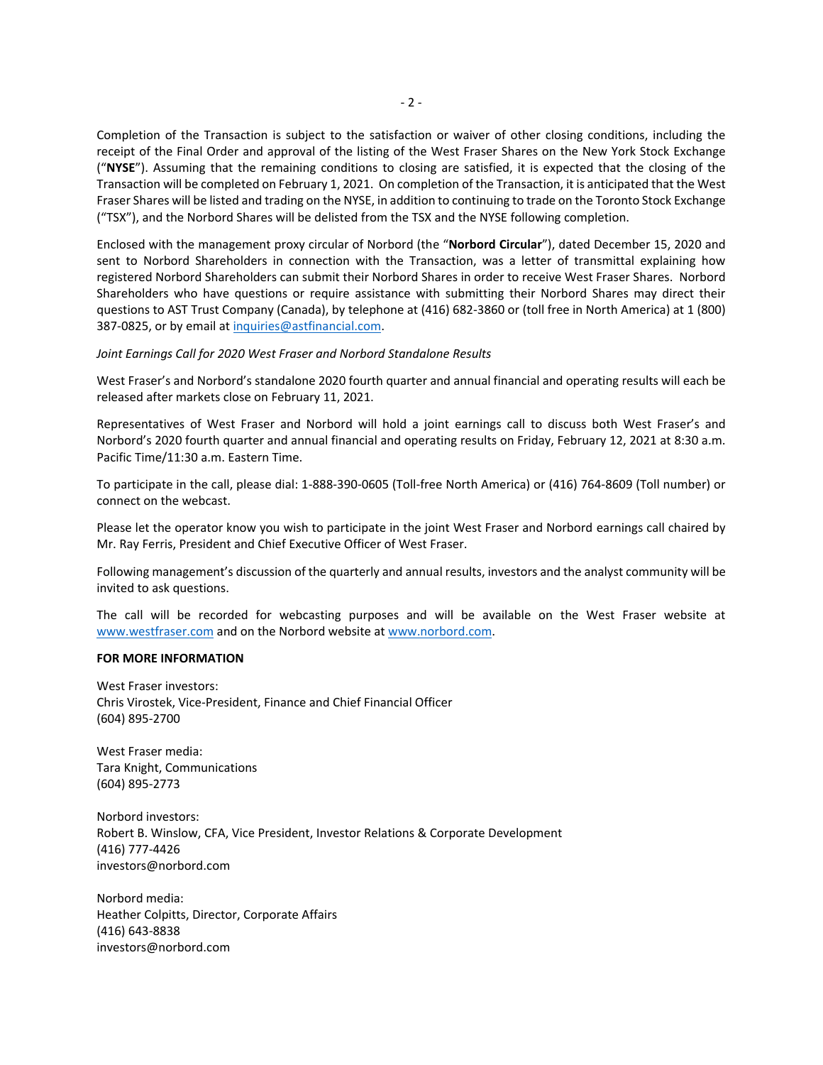Completion of the Transaction is subject to the satisfaction or waiver of other closing conditions, including the receipt of the Final Order and approval of the listing of the West Fraser Shares on the New York Stock Exchange ("**NYSE**"). Assuming that the remaining conditions to closing are satisfied, it is expected that the closing of the Transaction will be completed on February 1, 2021. On completion of the Transaction, it is anticipated that the West Fraser Shares will be listed and trading on the NYSE, in addition to continuing to trade on the Toronto Stock Exchange ("TSX"), and the Norbord Shares will be delisted from the TSX and the NYSE following completion.

Enclosed with the management proxy circular of Norbord (the "**Norbord Circular**"), dated December 15, 2020 and sent to Norbord Shareholders in connection with the Transaction, was a letter of transmittal explaining how registered Norbord Shareholders can submit their Norbord Shares in order to receive West Fraser Shares. Norbord Shareholders who have questions or require assistance with submitting their Norbord Shares may direct their questions to AST Trust Company (Canada), by telephone at (416) 682-3860 or (toll free in North America) at 1 (800) 387-0825, or by email at inquiries@astfinancial.com.

*Joint Earnings Call for 2020 West Fraser and Norbord Standalone Results*

West Fraser's and Norbord's standalone 2020 fourth quarter and annual financial and operating results will each be released after markets close on February 11, 2021.

Representatives of West Fraser and Norbord will hold a joint earnings call to discuss both West Fraser's and Norbord's 2020 fourth quarter and annual financial and operating results on Friday, February 12, 2021 at 8:30 a.m. Pacific Time/11:30 a.m. Eastern Time.

To participate in the call, please dial: 1-888-390-0605 (Toll-free North America) or (416) 764-8609 (Toll number) or connect on the webcast.

Please let the operator know you wish to participate in the joint West Fraser and Norbord earnings call chaired by Mr. Ray Ferris, President and Chief Executive Officer of West Fraser.

Following management's discussion of the quarterly and annual results, investors and the analyst community will be invited to ask questions.

The call will be recorded for webcasting purposes and will be available on the West Fraser website at www.westfraser.com and on the Norbord website at www.norbord.com.

**FOR MORE INFORMATION**

West Fraser investors:
Chris Virostek, Vice-President, Finance and Chief Financial Officer
(604) 895-2700

West Fraser media:
Tara Knight, Communications
(604) 895-2773

Norbord investors:
Robert B. Winslow, CFA, Vice President, Investor Relations & Corporate Development
(416) 777-4426
investors@norbord.com

Norbord media:
Heather Colpitts, Director, Corporate Affairs
(416) 643-8838
investors@norbord.com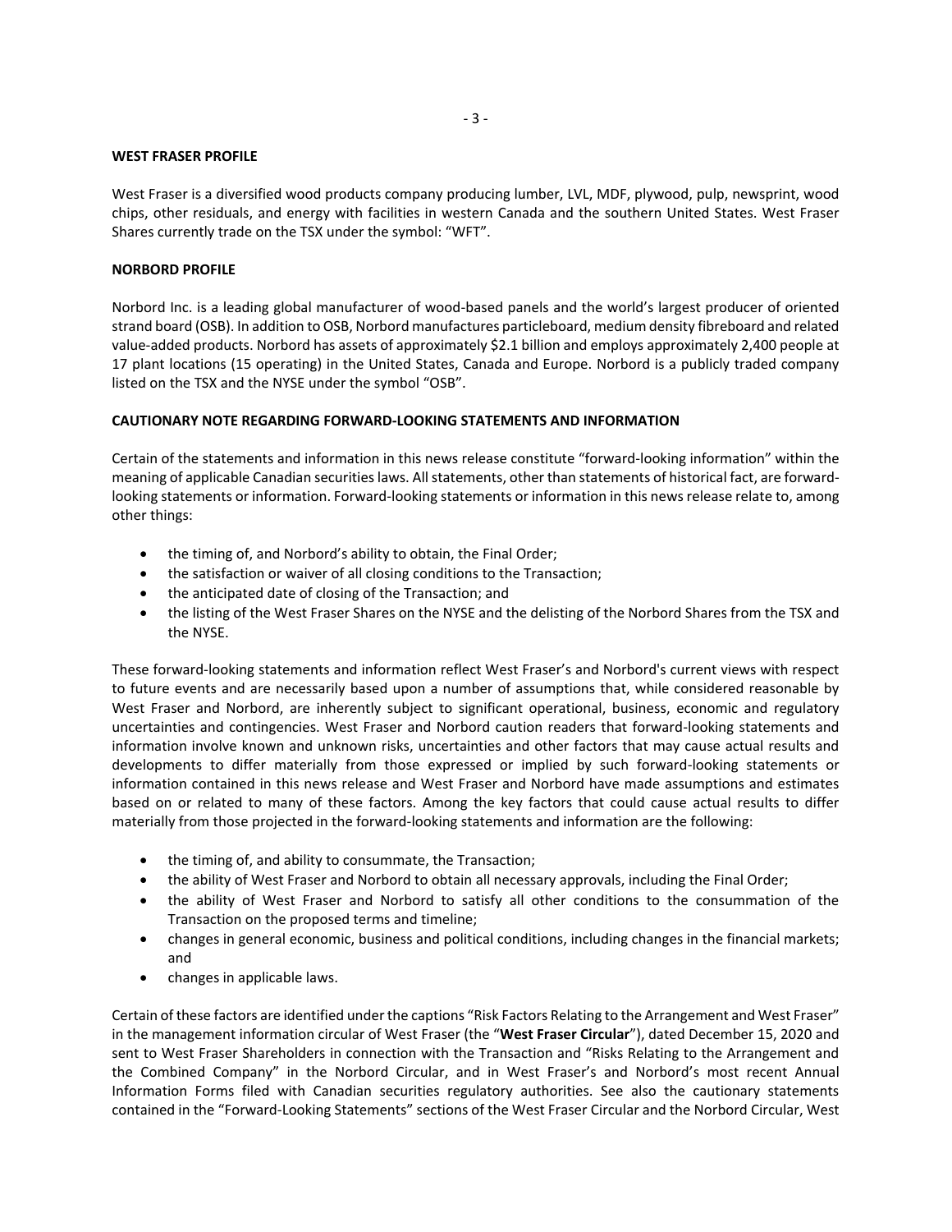**WEST FRASER PROFILE**

West Fraser is a diversified wood products company producing lumber, LVL, MDF, plywood, pulp, newsprint, wood chips, other residuals, and energy with facilities in western Canada and the southern United States. West Fraser Shares currently trade on the TSX under the symbol: "WFT".

**NORBORD PROFILE**

Norbord Inc. is a leading global manufacturer of wood-based panels and the world's largest producer of oriented strand board (OSB). In addition to OSB, Norbord manufactures particleboard, medium density fibreboard and related value-added products. Norbord has assets of approximately $2.1 billion and employs approximately 2,400 people at 17 plant locations (15 operating) in the United States, Canada and Europe. Norbord is a publicly traded company listed on the TSX and the NYSE under the symbol "OSB".

**CAUTIONARY NOTE REGARDING FORWARD-LOOKING STATEMENTS AND INFORMATION**

Certain of the statements and information in this news release constitute "forward-looking information" within the meaning of applicable Canadian securities laws. All statements, other than statements of historical fact, are forward-looking statements or information. Forward-looking statements or information in this news release relate to, among other things:

- the timing of, and Norbord's ability to obtain, the Final Order;
- the satisfaction or waiver of all closing conditions to the Transaction;
- the anticipated date of closing of the Transaction; and
- the listing of the West Fraser Shares on the NYSE and the delisting of the Norbord Shares from the TSX and the NYSE.

These forward-looking statements and information reflect West Fraser's and Norbord's current views with respect to future events and are necessarily based upon a number of assumptions that, while considered reasonable by West Fraser and Norbord, are inherently subject to significant operational, business, economic and regulatory uncertainties and contingencies. West Fraser and Norbord caution readers that forward-looking statements and information involve known and unknown risks, uncertainties and other factors that may cause actual results and developments to differ materially from those expressed or implied by such forward-looking statements or information contained in this news release and West Fraser and Norbord have made assumptions and estimates based on or related to many of these factors. Among the key factors that could cause actual results to differ materially from those projected in the forward-looking statements and information are the following:

- the timing of, and ability to consummate, the Transaction;
- the ability of West Fraser and Norbord to obtain all necessary approvals, including the Final Order;
- the ability of West Fraser and Norbord to satisfy all other conditions to the consummation of the Transaction on the proposed terms and timeline;
- changes in general economic, business and political conditions, including changes in the financial markets; and
- changes in applicable laws.

Certain of these factors are identified under the captions "Risk Factors Relating to the Arrangement and West Fraser" in the management information circular of West Fraser (the "**West Fraser Circular**"), dated December 15, 2020 and sent to West Fraser Shareholders in connection with the Transaction and "Risks Relating to the Arrangement and the Combined Company" in the Norbord Circular, and in West Fraser's and Norbord's most recent Annual Information Forms filed with Canadian securities regulatory authorities. See also the cautionary statements contained in the "Forward-Looking Statements" sections of the West Fraser Circular and the Norbord Circular, West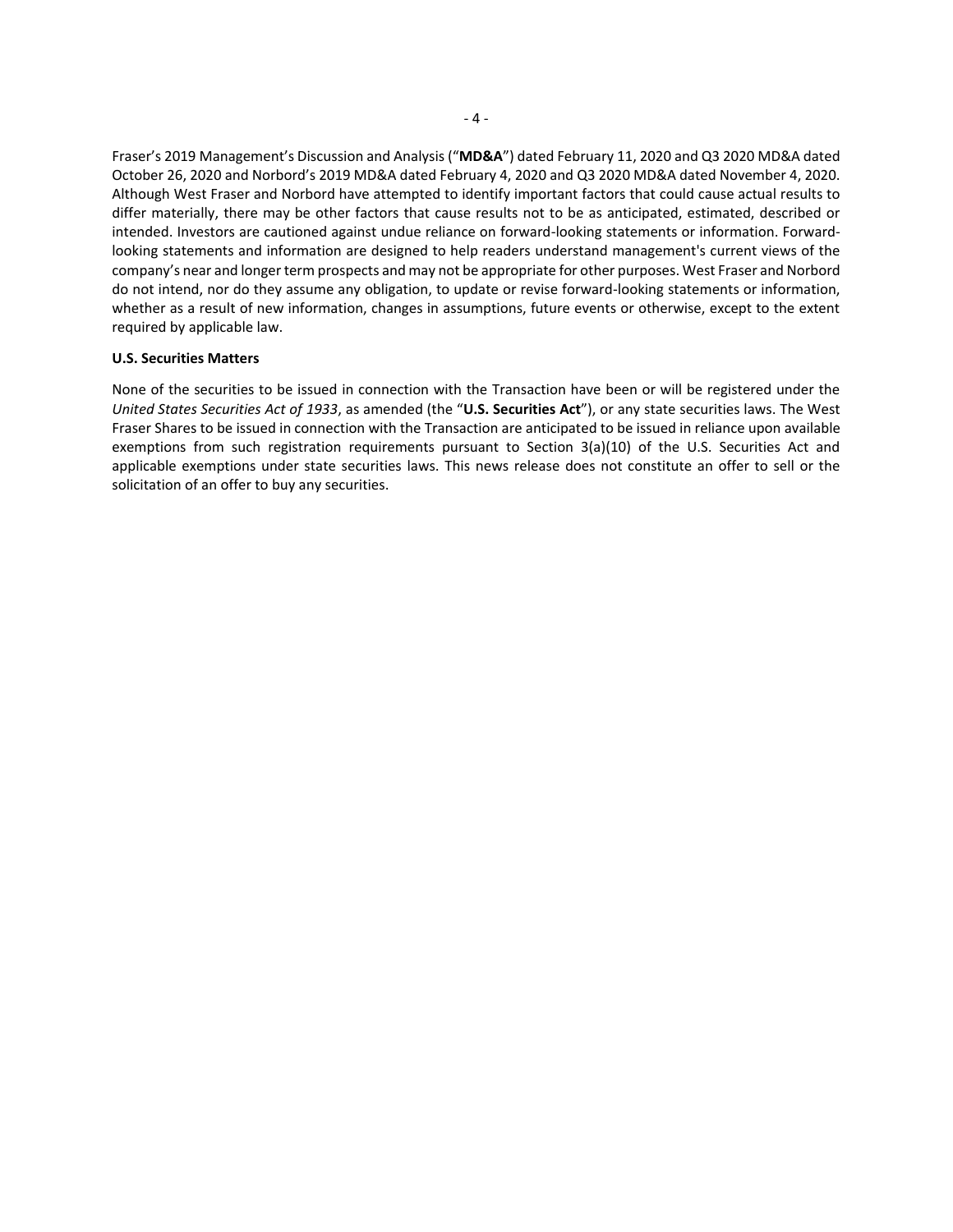Fraser's 2019 Management's Discussion and Analysis ("**MD&A**") dated February 11, 2020 and Q3 2020 MD&A dated October 26, 2020 and Norbord's 2019 MD&A dated February 4, 2020 and Q3 2020 MD&A dated November 4, 2020. Although West Fraser and Norbord have attempted to identify important factors that could cause actual results to differ materially, there may be other factors that cause results not to be as anticipated, estimated, described or intended. Investors are cautioned against undue reliance on forward-looking statements or information. Forward-looking statements and information are designed to help readers understand management's current views of the company's near and longer term prospects and may not be appropriate for other purposes. West Fraser and Norbord do not intend, nor do they assume any obligation, to update or revise forward-looking statements or information, whether as a result of new information, changes in assumptions, future events or otherwise, except to the extent required by applicable law.

**U.S. Securities Matters**

None of the securities to be issued in connection with the Transaction have been or will be registered under the *United States Securities Act of 1933*, as amended (the "**U.S. Securities Act**"), or any state securities laws. The West Fraser Shares to be issued in connection with the Transaction are anticipated to be issued in reliance upon available exemptions from such registration requirements pursuant to Section 3(a)(10) of the U.S. Securities Act and applicable exemptions under state securities laws. This news release does not constitute an offer to sell or the solicitation of an offer to buy any securities.